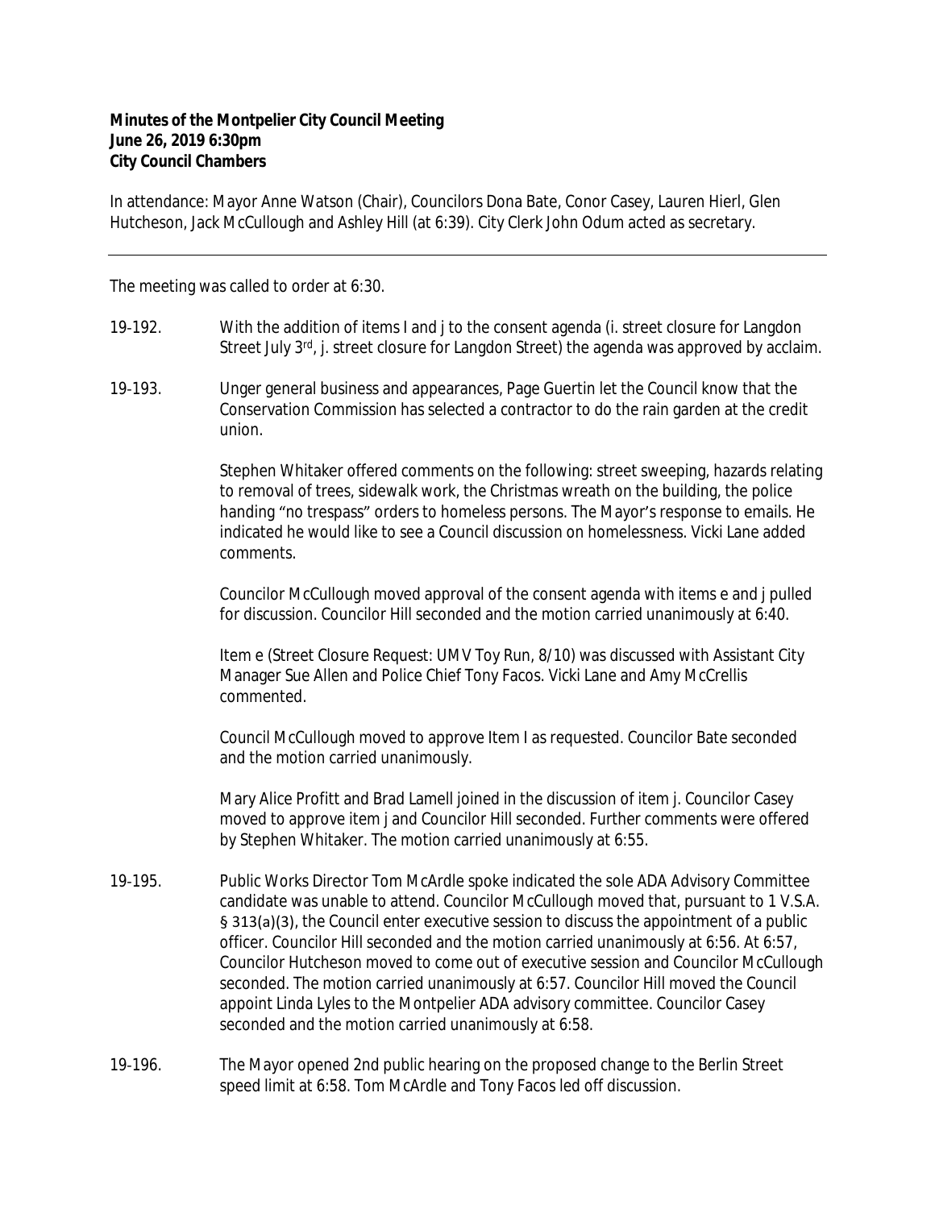**Minutes of the Montpelier City Council Meeting**
**June 26, 2019 6:30pm**
**City Council Chambers**

In attendance: Mayor Anne Watson (Chair), Councilors Dona Bate, Conor Casey, Lauren Hierl, Glen Hutcheson, Jack McCullough and Ashley Hill (at 6:39). City Clerk John Odum acted as secretary.

---

The meeting was called to order at 6:30.

19-192. With the addition of items I and j to the consent agenda (i. street closure for Langdon Street July 3rd, j. street closure for Langdon Street) the agenda was approved by acclaim.

19-193. Unger general business and appearances, Page Guertin let the Council know that the Conservation Commission has selected a contractor to do the rain garden at the credit union.

Stephen Whitaker offered comments on the following: street sweeping, hazards relating to removal of trees, sidewalk work, the Christmas wreath on the building, the police handing "no trespass" orders to homeless persons. The Mayor's response to emails. He indicated he would like to see a Council discussion on homelessness. Vicki Lane added comments.

Councilor McCullough moved approval of the consent agenda with items e and j pulled for discussion. Councilor Hill seconded and the motion carried unanimously at 6:40.

Item e (Street Closure Request: UMV Toy Run, 8/10) was discussed with Assistant City Manager Sue Allen and Police Chief Tony Facos. Vicki Lane and Amy McCrellis commented.

Council McCullough moved to approve Item I as requested. Councilor Bate seconded and the motion carried unanimously.

Mary Alice Profitt and Brad Lamell joined in the discussion of item j. Councilor Casey moved to approve item j and Councilor Hill seconded. Further comments were offered by Stephen Whitaker. The motion carried unanimously at 6:55.

19-195. Public Works Director Tom McArdle spoke indicated the sole ADA Advisory Committee candidate was unable to attend. Councilor McCullough moved that, pursuant to 1 V.S.A. § 313(a)(3), the Council enter executive session to discuss the appointment of a public officer. Councilor Hill seconded and the motion carried unanimously at 6:56. At 6:57, Councilor Hutcheson moved to come out of executive session and Councilor McCullough seconded. The motion carried unanimously at 6:57. Councilor Hill moved the Council appoint Linda Lyles to the Montpelier ADA advisory committee. Councilor Casey seconded and the motion carried unanimously at 6:58.

19-196. The Mayor opened 2nd public hearing on the proposed change to the Berlin Street speed limit at 6:58. Tom McArdle and Tony Facos led off discussion.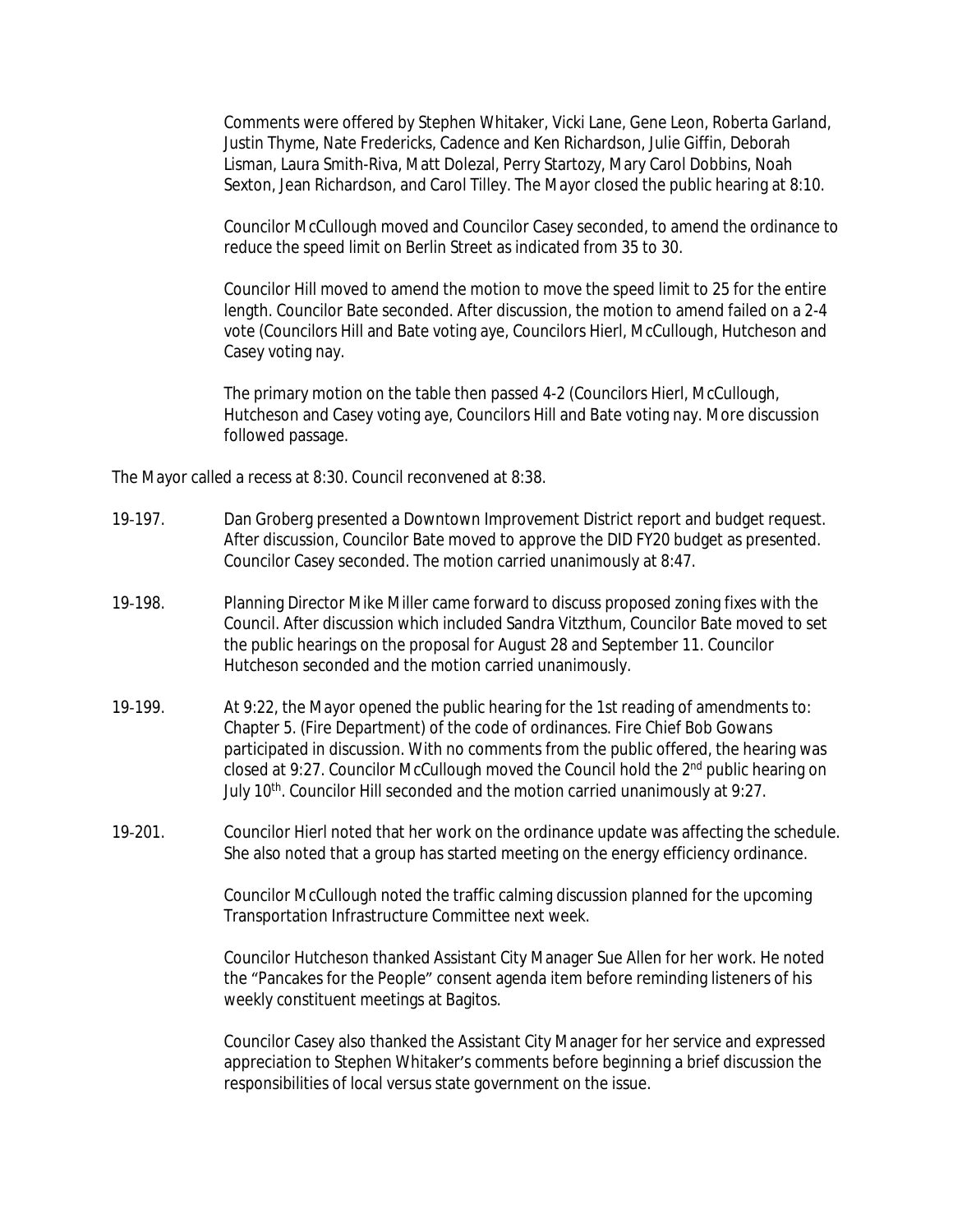Comments were offered by Stephen Whitaker, Vicki Lane, Gene Leon, Roberta Garland, Justin Thyme, Nate Fredericks, Cadence and Ken Richardson, Julie Giffin, Deborah Lisman, Laura Smith-Riva, Matt Dolezal, Perry Startozy, Mary Carol Dobbins, Noah Sexton, Jean Richardson, and Carol Tilley. The Mayor closed the public hearing at 8:10.

Councilor McCullough moved and Councilor Casey seconded, to amend the ordinance to reduce the speed limit on Berlin Street as indicated from 35 to 30.

Councilor Hill moved to amend the motion to move the speed limit to 25 for the entire length. Councilor Bate seconded. After discussion, the motion to amend failed on a 2-4 vote (Councilors Hill and Bate voting aye, Councilors Hierl, McCullough, Hutcheson and Casey voting nay.

The primary motion on the table then passed 4-2 (Councilors Hierl, McCullough, Hutcheson and Casey voting aye, Councilors Hill and Bate voting nay. More discussion followed passage.

The Mayor called a recess at 8:30. Council reconvened at 8:38.

19-197. Dan Groberg presented a Downtown Improvement District report and budget request. After discussion, Councilor Bate moved to approve the DID FY20 budget as presented. Councilor Casey seconded. The motion carried unanimously at 8:47.

19-198. Planning Director Mike Miller came forward to discuss proposed zoning fixes with the Council. After discussion which included Sandra Vitzthum, Councilor Bate moved to set the public hearings on the proposal for August 28 and September 11. Councilor Hutcheson seconded and the motion carried unanimously.

19-199. At 9:22, the Mayor opened the public hearing for the 1st reading of amendments to: Chapter 5. (Fire Department) of the code of ordinances. Fire Chief Bob Gowans participated in discussion. With no comments from the public offered, the hearing was closed at 9:27. Councilor McCullough moved the Council hold the 2nd public hearing on July 10th. Councilor Hill seconded and the motion carried unanimously at 9:27.

19-201. Councilor Hierl noted that her work on the ordinance update was affecting the schedule. She also noted that a group has started meeting on the energy efficiency ordinance.

Councilor McCullough noted the traffic calming discussion planned for the upcoming Transportation Infrastructure Committee next week.

Councilor Hutcheson thanked Assistant City Manager Sue Allen for her work. He noted the "Pancakes for the People" consent agenda item before reminding listeners of his weekly constituent meetings at Bagitos.

Councilor Casey also thanked the Assistant City Manager for her service and expressed appreciation to Stephen Whitaker's comments before beginning a brief discussion the responsibilities of local versus state government on the issue.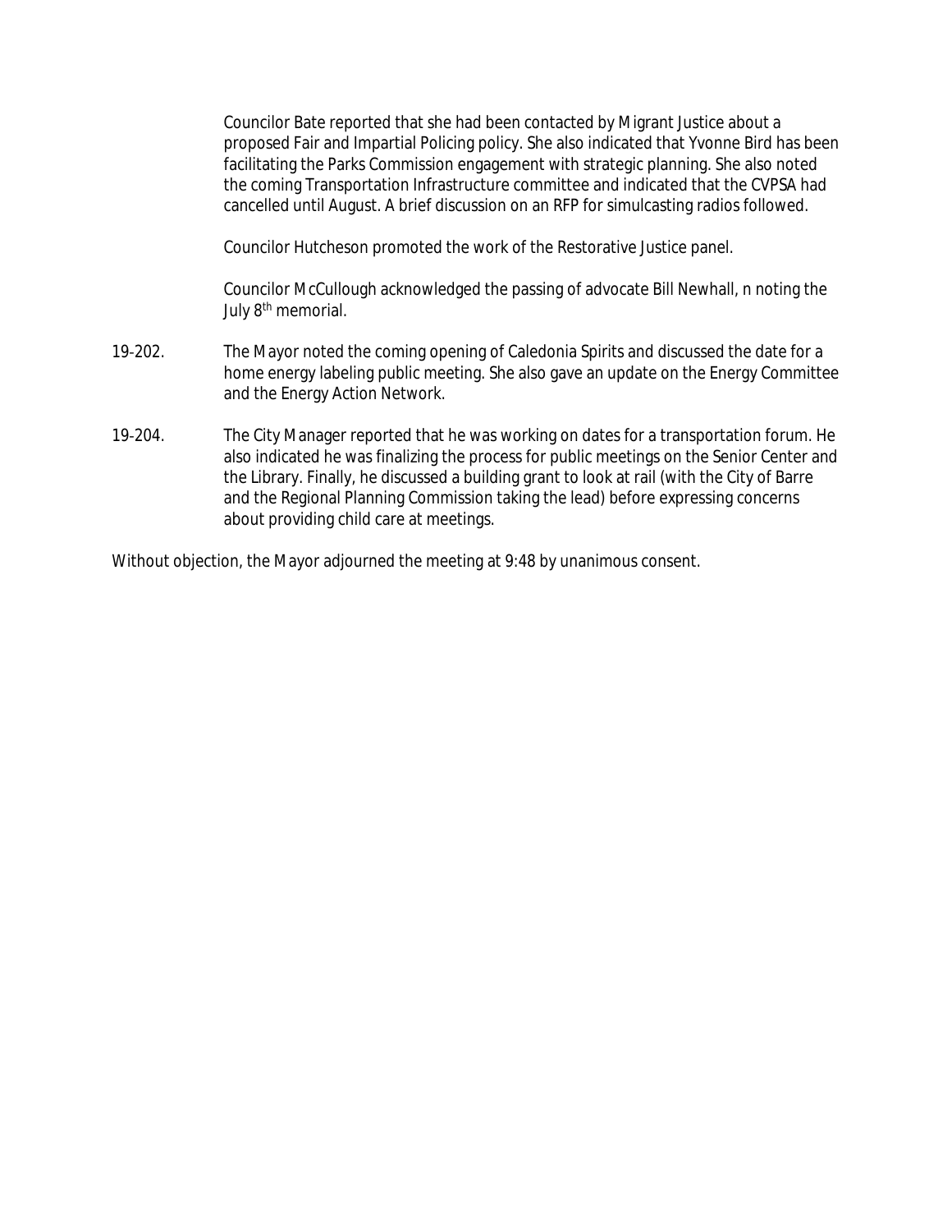Councilor Bate reported that she had been contacted by Migrant Justice about a proposed Fair and Impartial Policing policy. She also indicated that Yvonne Bird has been facilitating the Parks Commission engagement with strategic planning. She also noted the coming Transportation Infrastructure committee and indicated that the CVPSA had cancelled until August. A brief discussion on an RFP for simulcasting radios followed.

Councilor Hutcheson promoted the work of the Restorative Justice panel.

Councilor McCullough acknowledged the passing of advocate Bill Newhall, n noting the July 8th memorial.

19-202. The Mayor noted the coming opening of Caledonia Spirits and discussed the date for a home energy labeling public meeting. She also gave an update on the Energy Committee and the Energy Action Network.

19-204. The City Manager reported that he was working on dates for a transportation forum. He also indicated he was finalizing the process for public meetings on the Senior Center and the Library. Finally, he discussed a building grant to look at rail (with the City of Barre and the Regional Planning Commission taking the lead) before expressing concerns about providing child care at meetings.

Without objection, the Mayor adjourned the meeting at 9:48 by unanimous consent.